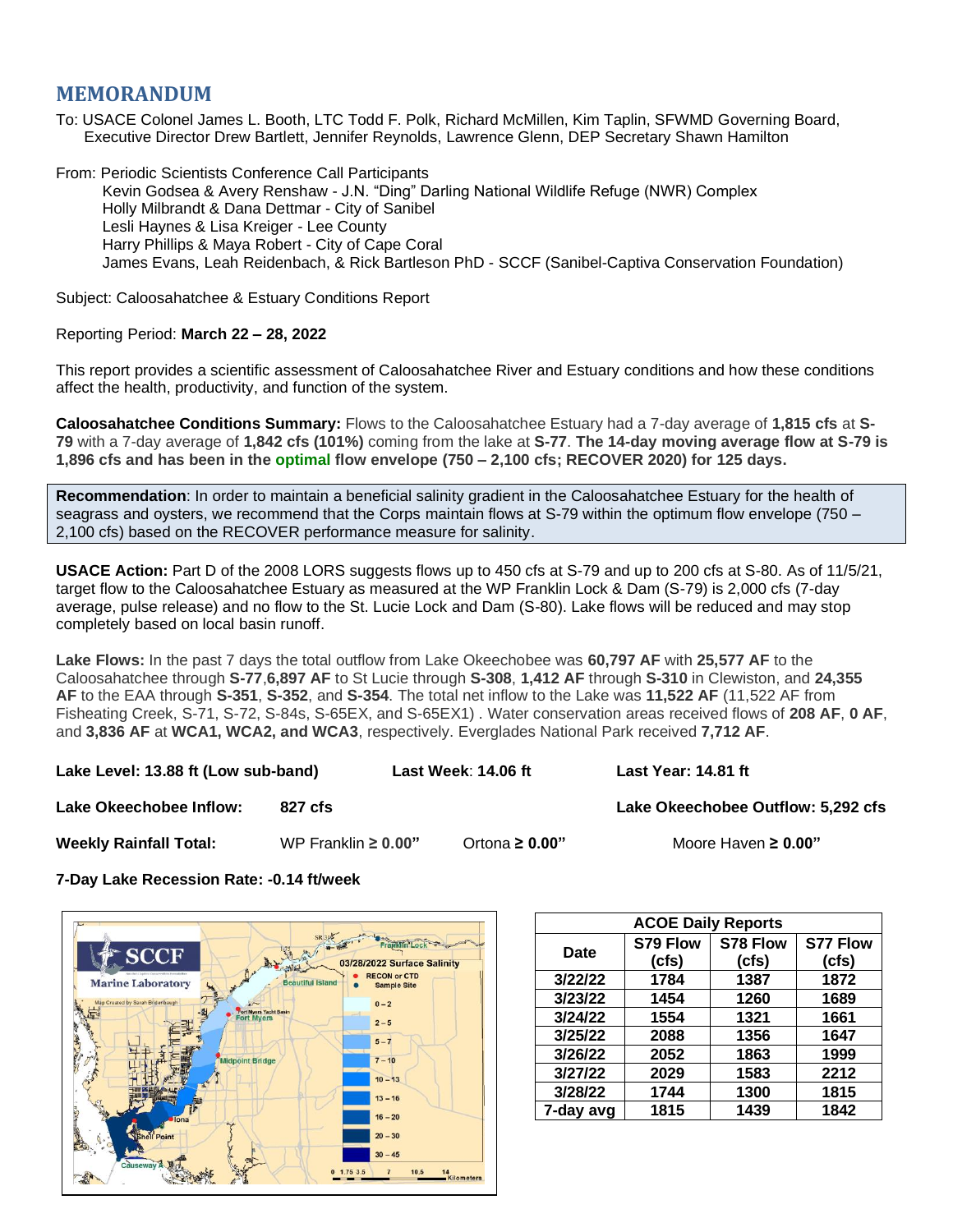## MEMORANDUM

To: USACE Colonel James L. Booth, LTC Todd F. Polk, Richard McMillen, Kim Taplin, SFWMD Governing Board, Executive Director Drew Bartlett, Jennifer Reynolds, Lawrence Glenn, DEP Secretary Shawn Hamilton

From: Periodic Scientists Conference Call Participants
Kevin Godsea & Avery Renshaw - J.N. "Ding" Darling National Wildlife Refuge (NWR) Complex
Holly Milbrandt & Dana Dettmar - City of Sanibel
Lesli Haynes & Lisa Kreiger - Lee County
Harry Phillips & Maya Robert - City of Cape Coral
James Evans, Leah Reidenbach, & Rick Bartleson PhD - SCCF (Sanibel-Captiva Conservation Foundation)

Subject: Caloosahatchee & Estuary Conditions Report

Reporting Period: **March 22 – 28, 2022**

This report provides a scientific assessment of Caloosahatchee River and Estuary conditions and how these conditions affect the health, productivity, and function of the system.

**Caloosahatchee Conditions Summary:** Flows to the Caloosahatchee Estuary had a 7-day average of **1,815 cfs** at **S-79** with a 7-day average of **1,842 cfs (101%)** coming from the lake at **S-77**. **The 14-day moving average flow at S-79 is 1,896 cfs and has been in the optimal flow envelope (750 – 2,100 cfs; RECOVER 2020) for 125 days.**

**Recommendation**: In order to maintain a beneficial salinity gradient in the Caloosahatchee Estuary for the health of seagrass and oysters, we recommend that the Corps maintain flows at S-79 within the optimum flow envelope (750 – 2,100 cfs) based on the RECOVER performance measure for salinity.

**USACE Action:** Part D of the 2008 LORS suggests flows up to 450 cfs at S-79 and up to 200 cfs at S-80. As of 11/5/21, target flow to the Caloosahatchee Estuary as measured at the WP Franklin Lock & Dam (S-79) is 2,000 cfs (7-day average, pulse release) and no flow to the St. Lucie Lock and Dam (S-80). Lake flows will be reduced and may stop completely based on local basin runoff.

**Lake Flows:** In the past 7 days the total outflow from Lake Okeechobee was **60,797 AF** with **25,577 AF** to the Caloosahatchee through **S-77**,**6,897 AF** to St Lucie through **S-308**, **1,412 AF** through **S-310** in Clewiston, and **24,355 AF** to the EAA through **S-351**, **S-352**, and **S-354**. The total net inflow to the Lake was **11,522 AF** (11,522 AF from Fisheating Creek, S-71, S-72, S-84s, S-65EX, and S-65EX1) . Water conservation areas received flows of **208 AF**, **0 AF**, and **3,836 AF** at **WCA1, WCA2, and WCA3**, respectively. Everglades National Park received **7,712 AF**.

**Lake Level: 13.88 ft (Low sub-band)** **Last Week**: **14.06 ft** **Last Year: 14.81 ft**

**Lake Okeechobee Inflow:** **827 cfs** **Lake Okeechobee Outflow: 5,292 cfs**

**Weekly Rainfall Total:** WP Franklin **≥ 0.00"** Ortona **≥ 0.00"** Moore Haven **≥ 0.00"**

**7-Day Lake Recession Rate: -0.14 ft/week**

| ACOE Daily Reports | | | |
|---|---|---|---|
| **Date** | **S79 Flow (cfs)** | **S78 Flow (cfs)** | **S77 Flow (cfs)** |
| 3/22/22 | 1784 | 1387 | 1872 |
| 3/23/22 | 1454 | 1260 | 1689 |
| 3/24/22 | 1554 | 1321 | 1661 |
| 3/25/22 | 2088 | 1356 | 1647 |
| 3/26/22 | 2052 | 1863 | 1999 |
| 3/27/22 | 2029 | 1583 | 2212 |
| 3/28/22 | 1744 | 1300 | 1815 |
| 7-day avg | 1815 | 1439 | 1842 |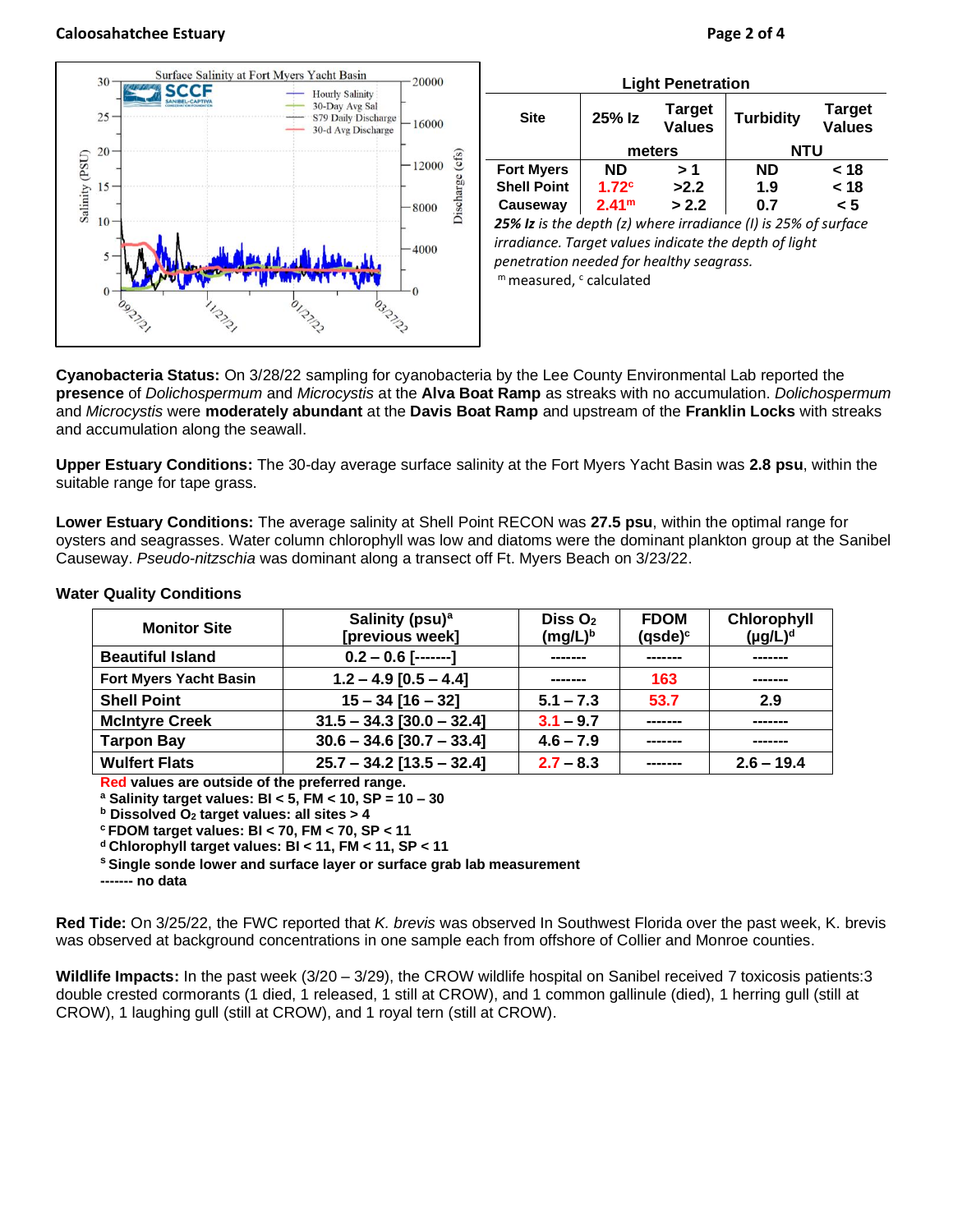Caloosahatchee Estuary

**Light Penetration**

| Site | 25% Iz | Target Values | Turbidity | Target Values |
|---|---|---|---|---|
| | meters | | NTU | |
| Fort Myers | ND | > 1 | ND | < 18 |
| Shell Point | 1.72[c] | >2.2 | 1.9 | < 18 |
| Causeway | 2.41[m] | > 2.2 | 0.7 | < 5 |

***25% Iz*** *is the depth (z) where irradiance (I) is 25% of surface irradiance. Target values indicate the depth of light penetration needed for healthy seagrass.*

[m] measured, [c] calculated

**Cyanobacteria Status:** On 3/28/22 sampling for cyanobacteria by the Lee County Environmental Lab reported the **presence** of *Dolichospermum* and *Microcystis* at the **Alva Boat Ramp** as streaks with no accumulation. *Dolichospermum* and *Microcystis* were **moderately abundant** at the **Davis Boat Ramp** and upstream of the **Franklin Locks** with streaks and accumulation along the seawall.

**Upper Estuary Conditions:** The 30-day average surface salinity at the Fort Myers Yacht Basin was **2.8 psu**, within the suitable range for tape grass.

**Lower Estuary Conditions:** The average salinity at Shell Point RECON was **27.5 psu**, within the optimal range for oysters and seagrasses. Water column chlorophyll was low and diatoms were the dominant plankton group at the Sanibel Causeway. *Pseudo-nitzschia* was dominant along a transect off Ft. Myers Beach on 3/23/22.

**Water Quality Conditions**

| Monitor Site | Salinity (psu)[a] [previous week] | Diss $O_2$ (mg/L)[b] | FDOM (qsde)[c] | Chlorophyll (µg/L)[d] |
|---|---|---|---|---|
| Beautiful Island | 0.2 – 0.6 [-------] | ------- | ------- | ------- |
| Fort Myers Yacht Basin | 1.2 – 4.9 [0.5 – 4.4] | ------- | 163 | ------- |
| Shell Point | 15 – 34 [16 – 32] | 5.1 – 7.3 | 53.7 | 2.9 |
| McIntyre Creek | 31.5 – 34.3 [30.0 – 32.4] | 3.1 – 9.7 | ------- | ------- |
| Tarpon Bay | 30.6 – 34.6 [30.7 – 33.4] | 4.6 – 7.9 | ------- | ------- |
| Wulfert Flats | 25.7 – 34.2 [13.5 – 32.4] | 2.7 – 8.3 | ------- | 2.6 – 19.4 |

**Red values are outside of the preferred range.**
**[a] Salinity target values: BI < 5, FM < 10, SP = 10 – 30**
**[b] Dissolved $O_2$ target values: all sites > 4**
**[c] FDOM target values: BI < 70, FM < 70, SP < 11**
**[d] Chlorophyll target values: BI < 11, FM < 11, SP < 11**
**[s] Single sonde lower and surface layer or surface grab lab measurement**
**------- no data**

**Red Tide:** On 3/25/22, the FWC reported that *K. brevis* was observed In Southwest Florida over the past week, K. brevis was observed at background concentrations in one sample each from offshore of Collier and Monroe counties.

**Wildlife Impacts:** In the past week (3/20 – 3/29), the CROW wildlife hospital on Sanibel received 7 toxicosis patients:3 double crested cormorants (1 died, 1 released, 1 still at CROW), and 1 common gallinule (died), 1 herring gull (still at CROW), 1 laughing gull (still at CROW), and 1 royal tern (still at CROW).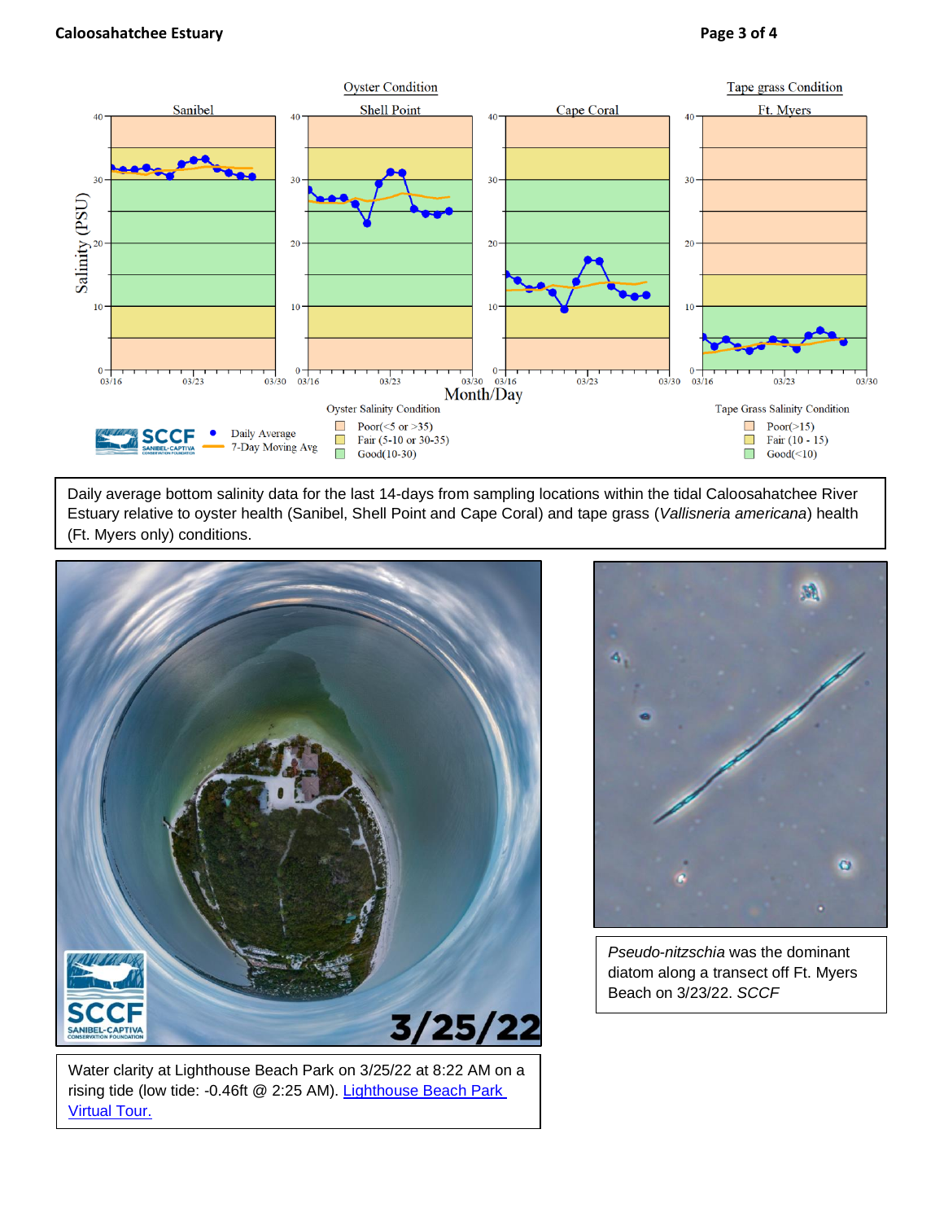Daily average bottom salinity data for the last 14-days from sampling locations within the tidal Caloosahatchee River Estuary relative to oyster health (Sanibel, Shell Point and Cape Coral) and tape grass (*Vallisneria americana*) health (Ft. Myers only) conditions.

Water clarity at Lighthouse Beach Park on 3/25/22 at 8:22 AM on a rising tide (low tide: -0.46ft @ 2:25 AM). [Lighthouse Beach Park Virtual Tour.]

*Pseudo-nitzschia* was the dominant diatom along a transect off Ft. Myers Beach on 3/23/22. *SCCF*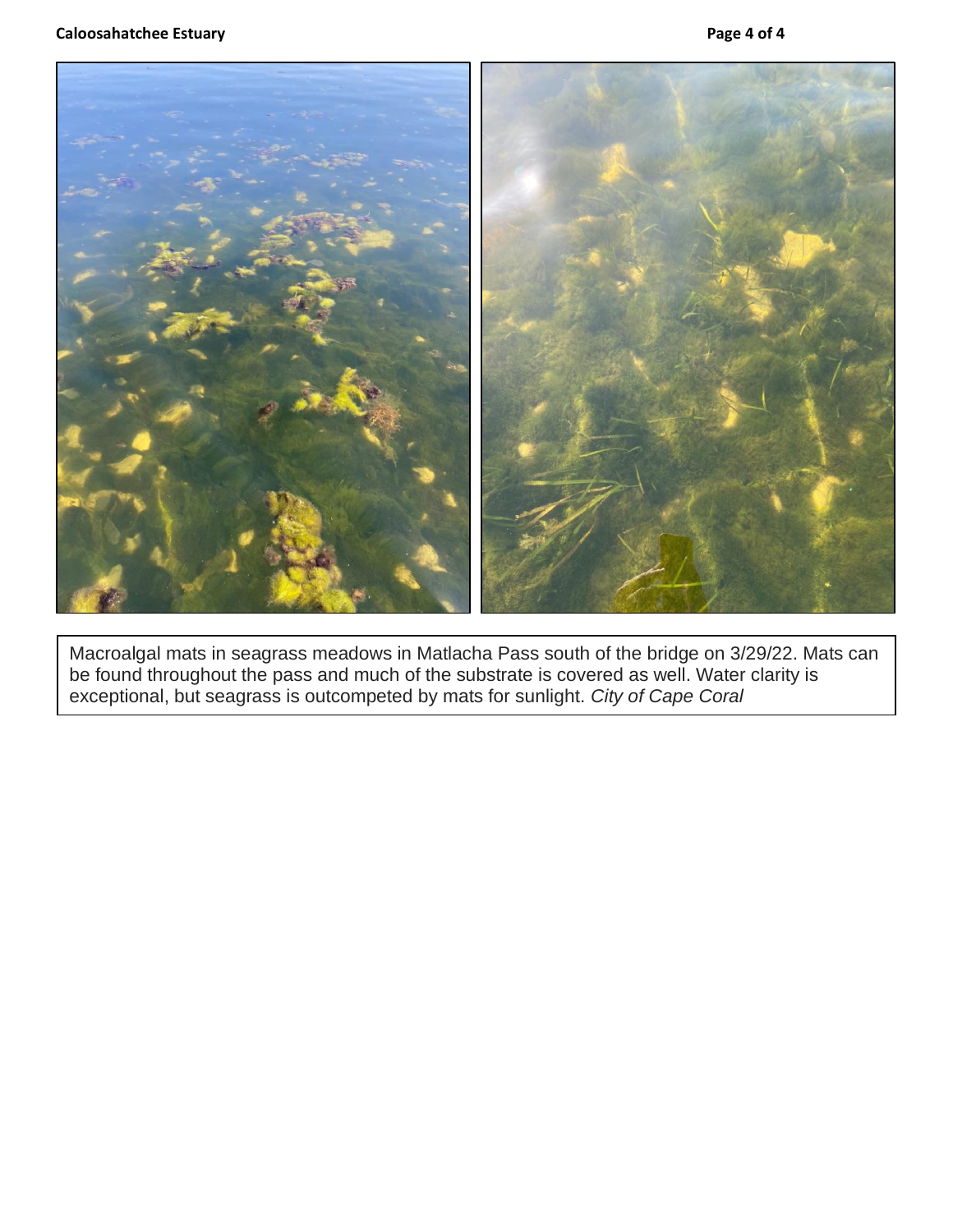Macroalgal mats in seagrass meadows in Matlacha Pass south of the bridge on 3/29/22. Mats can be found throughout the pass and much of the substrate is covered as well. Water clarity is exceptional, but seagrass is outcompeted by mats for sunlight. *City of Cape Coral*